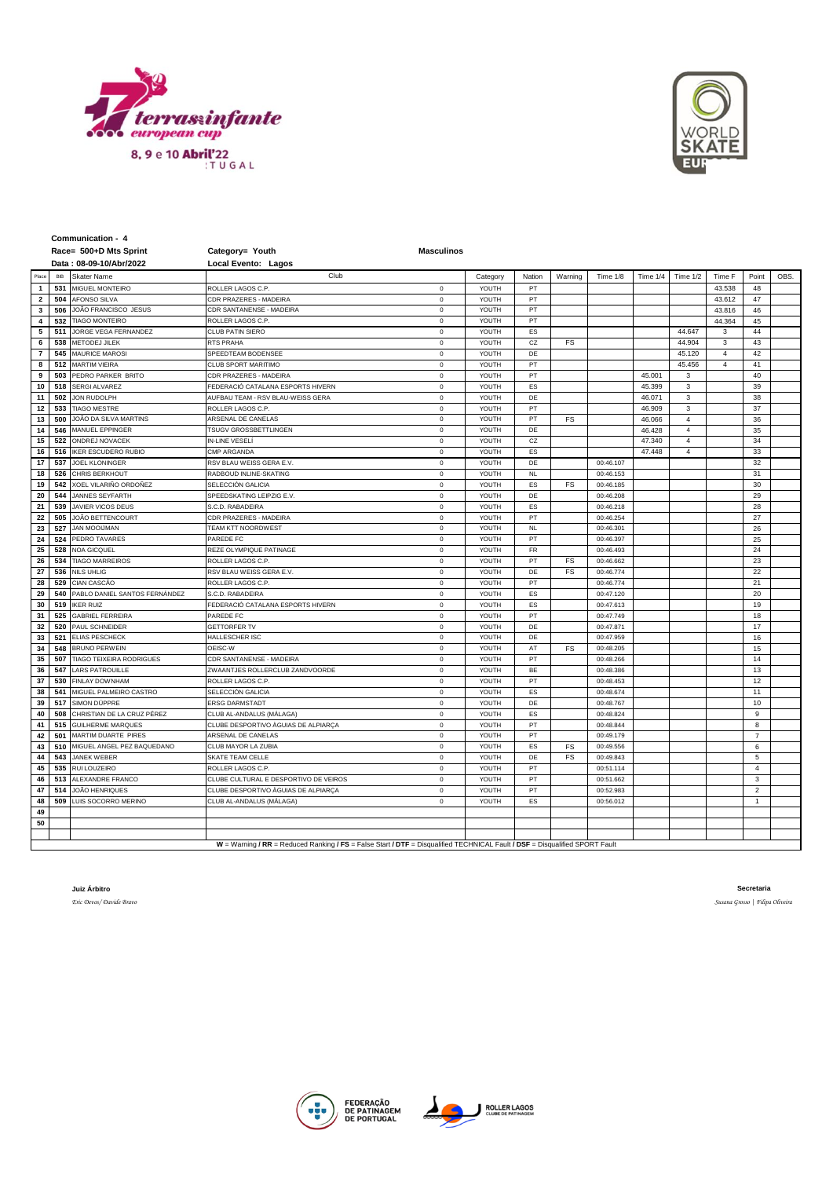**Communication - 4**

**Race= 500+D Mts Sprint** **Category= Youth** **Masculinos**

**Data : 08-09-10/Abr/2022** **Local Evento: Lagos**

| Place | BB | Skater Name | Club | | Category | Nation | Warning | Time 1/8 | Time 1/4 | Time 1/2 | Time F | Point | OBS. |
|---|---|---|---|---|---|---|---|---|---|---|---|---|---|
| 1 | 531 | MIGUEL MONTEIRO | ROLLER LAGOS C.P. | 0 | YOUTH | PT | | | | | 43.538 | 48 | |
| 2 | 504 | AFONSO SILVA | CDR PRAZERES - MADEIRA | 0 | YOUTH | PT | | | | | 43.612 | 47 | |
| 3 | 506 | JOÃO FRANCISCO JESUS | CDR SANTANENSE - MADEIRA | 0 | YOUTH | PT | | | | | 43.816 | 46 | |
| 4 | 532 | TIAGO MONTEIRO | ROLLER LAGOS C.P. | 0 | YOUTH | PT | | | | | 44.364 | 45 | |
| 5 | 511 | JORGE VEGA FERNANDEZ | CLUB PATIN SIERO | 0 | YOUTH | ES | | | | 44.647 | 3 | 44 | |
| 6 | 538 | METODEJ JILEK | RTS PRAHA | 0 | YOUTH | CZ | FS | | | 44.904 | 3 | 43 | |
| 7 | 545 | MAURICE MAROSI | SPEEDTEAM BODENSEE | 0 | YOUTH | DE | | | | 45.120 | 4 | 42 | |
| 8 | 512 | MARTIM VIEIRA | CLUB SPORT MARITIMO | 0 | YOUTH | PT | | | | 45.456 | 4 | 41 | |
| 9 | 503 | PEDRO PARKER BRITO | CDR PRAZERES - MADEIRA | 0 | YOUTH | PT | | | 45.001 | 3 | | 40 | |
| 10 | 518 | SERGI ALVAREZ | FEDERACIÓ CATALANA ESPORTS HIVERN | 0 | YOUTH | ES | | | 45.399 | 3 | | 39 | |
| 11 | 502 | JON RUDOLPH | AUFBAU TEAM - RSV BLAU-WEISS GERA | 0 | YOUTH | DE | | | 46.071 | 3 | | 38 | |
| 12 | 533 | TIAGO MESTRE | ROLLER LAGOS C.P. | 0 | YOUTH | PT | | | 46.909 | 3 | | 37 | |
| 13 | 500 | JOÃO DA SILVA MARTINS | ARSENAL DE CANELAS | 0 | YOUTH | PT | FS | | 46.066 | 4 | | 36 | |
| 14 | 546 | MANUEL EPPINGER | TSUGV GROSSBETTLINGEN | 0 | YOUTH | DE | | | 46.428 | 4 | | 35 | |
| 15 | 522 | ONDREJ NOVACEK | IN-LINE VESELÍ | 0 | YOUTH | CZ | | | 47.340 | 4 | | 34 | |
| 16 | 516 | IKER ESCUDERO RUBIO | CMP ARGANDA | 0 | YOUTH | ES | | | 47.448 | 4 | | 33 | |
| 17 | 537 | JOEL KLONINGER | RSV BLAU WEISS GERA E.V. | 0 | YOUTH | DE | | 00:46.107 | | | | 32 | |
| 18 | 526 | CHRIS BERKHOUT | RADBOUD INLINE-SKATING | 0 | YOUTH | NL | | 00:46.153 | | | | 31 | |
| 19 | 542 | XOEL VILARIÑO ORDOÑEZ | SELECCIÓN GALICIA | 0 | YOUTH | ES | FS | 00:46.185 | | | | 30 | |
| 20 | 544 | JANNES SEYFARTH | SPEEDSKATING LEIPZIG E.V. | 0 | YOUTH | DE | | 00:46.208 | | | | 29 | |
| 21 | 539 | JAVIER VICOS DEUS | S.C.D. RABADEIRA | 0 | YOUTH | ES | | 00:46.218 | | | | 28 | |
| 22 | 505 | JOÃO BETTENCOURT | CDR PRAZERES - MADEIRA | 0 | YOUTH | PT | | 00:46.254 | | | | 27 | |
| 23 | 527 | JAN MOOIJMAN | TEAM KTT NOORDWEST | 0 | YOUTH | NL | | 00:46.301 | | | | 26 | |
| 24 | 524 | PEDRO TAVARES | PAREDE FC | 0 | YOUTH | PT | | 00:46.397 | | | | 25 | |
| 25 | 528 | NOA GICQUEL | REZE OLYMPIQUE PATINAGE | 0 | YOUTH | FR | | 00:46.493 | | | | 24 | |
| 26 | 534 | TIAGO MARREIROS | ROLLER LAGOS C.P. | 0 | YOUTH | PT | FS | 00:46.662 | | | | 23 | |
| 27 | 536 | NILS UHLIG | RSV BLAU WEISS GERA E.V. | 0 | YOUTH | DE | FS | 00:46.774 | | | | 22 | |
| 28 | 529 | CIAN CASCÃO | ROLLER LAGOS C.P. | 0 | YOUTH | PT | | 00:46.774 | | | | 21 | |
| 29 | 540 | PABLO DANIEL SANTOS FERNÁNDEZ | S.C.D. RABADEIRA | 0 | YOUTH | ES | | 00:47.120 | | | | 20 | |
| 30 | 519 | IKER RUIZ | FEDERACIÓ CATALANA ESPORTS HIVERN | 0 | YOUTH | ES | | 00:47.613 | | | | 19 | |
| 31 | 525 | GABRIEL FERREIRA | PAREDE FC | 0 | YOUTH | PT | | 00:47.749 | | | | 18 | |
| 32 | 520 | PAUL SCHNEIDER | GETTORFER TV | 0 | YOUTH | DE | | 00:47.871 | | | | 17 | |
| 33 | 521 | ELIAS PESCHECK | HALLESCHER ISC | 0 | YOUTH | DE | | 00:47.959 | | | | 16 | |
| 34 | 548 | BRUNO PERWEIN | OEISC-W | 0 | YOUTH | AT | FS | 00:48.205 | | | | 15 | |
| 35 | 507 | TIAGO TEIXEIRA RODRIGUES | CDR SANTANENSE - MADEIRA | 0 | YOUTH | PT | | 00:48.266 | | | | 14 | |
| 36 | 547 | LARS PATROUILLE | ZWAANTJES ROLLERCLUB ZANDVOORDE | 0 | YOUTH | BE | | 00:48.386 | | | | 13 | |
| 37 | 530 | FINLAY DOWNHAM | ROLLER LAGOS C.P. | 0 | YOUTH | PT | | 00:48.453 | | | | 12 | |
| 38 | 541 | MIGUEL PALMEIRO CASTRO | SELECCIÓN GALICIA | 0 | YOUTH | ES | | 00:48.674 | | | | 11 | |
| 39 | 517 | SIMON DÜPPRE | ERSG DARMSTADT | 0 | YOUTH | DE | | 00:48.767 | | | | 10 | |
| 40 | 508 | CHRISTIAN DE LA CRUZ PÉREZ | CLUB AL-ANDALUS (MÁLAGA) | 0 | YOUTH | ES | | 00:48.824 | | | | 9 | |
| 41 | 515 | GUILHERME MARQUES | CLUBE DESPORTIVO ÁGUIAS DE ALPIARÇA | 0 | YOUTH | PT | | 00:48.844 | | | | 8 | |
| 42 | 501 | MARTIM DUARTE PIRES | ARSENAL DE CANELAS | 0 | YOUTH | PT | | 00:49.179 | | | | 7 | |
| 43 | 510 | MIGUEL ANGEL PEZ BAQUEDANO | CLUB MAYOR LA ZUBIA | 0 | YOUTH | ES | FS | 00:49.556 | | | | 6 | |
| 44 | 543 | JANEK WEBER | SKATE TEAM CELLE | 0 | YOUTH | DE | FS | 00:49.843 | | | | 5 | |
| 45 | 535 | RUI LOUZEIRO | ROLLER LAGOS C.P. | 0 | YOUTH | PT | | 00:51.114 | | | | 4 | |
| 46 | 513 | ALEXANDRE FRANCO | CLUBE CULTURAL E DESPORTIVO DE VEIROS | 0 | YOUTH | PT | | 00:51.662 | | | | 3 | |
| 47 | 514 | JOÃO HENRIQUES | CLUBE DESPORTIVO ÁGUIAS DE ALPIARÇA | 0 | YOUTH | PT | | 00:52.983 | | | | 2 | |
| 48 | 509 | LUIS SOCORRO MERINO | CLUB AL-ANDALUS (MÁLAGA) | 0 | YOUTH | ES | | 00:56.012 | | | | 1 | |
| 49 | | | | | | | | | | | | | |
| 50 | | | | | | | | | | | | | |

**W** = Warning / **RR** = Reduced Ranking / **FS** = False Start / **DTF** = Disqualified TECHNICAL Fault / **DSF** = Disqualified SPORT Fault

**Juiz Árbitro**

*Eric Devos/ Davide Bravo*

**Secretaria**

*Susana Grosso | Filipa Oliveira*